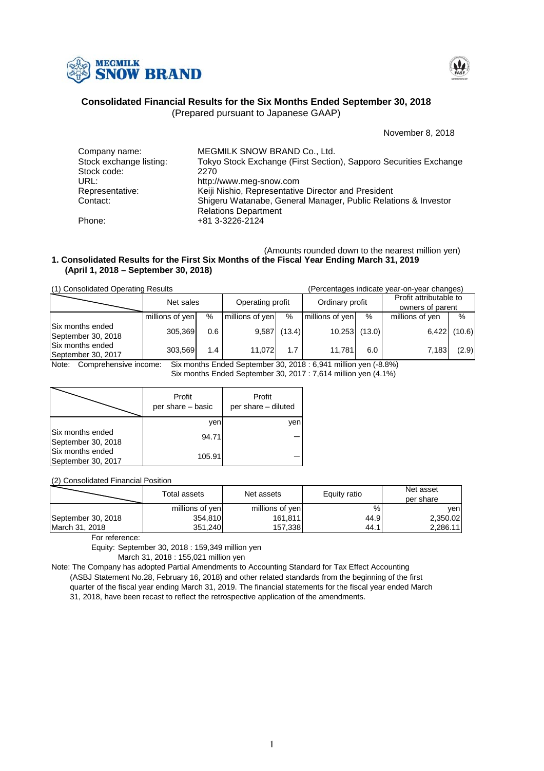MEGMILK SNOW BRAND

## Consolidated Financial Results for the Six Months Ended September 30, 2018
(Prepared pursuant to Japanese GAAP)

November 8, 2018

Company name: MEGMILK SNOW BRAND Co., Ltd.
Stock exchange listing: Tokyo Stock Exchange (First Section), Sapporo Securities Exchange
Stock code: 2270
URL: http://www.meg-snow.com
Representative: Keiji Nishio, Representative Director and President
Contact: Shigeru Watanabe, General Manager, Public Relations & Investor Relations Department
Phone: +81 3-3226-2124

(Amounts rounded down to the nearest million yen)

### 1. Consolidated Results for the First Six Months of the Fiscal Year Ending March 31, 2019 (April 1, 2018 – September 30, 2018)

(1) Consolidated Operating Results (Percentages indicate year-on-year changes)

| | Net sales | | Operating profit | | Ordinary profit | | Profit attributable to owners of parent | |
|---|---|---|---|---|---|---|---|---|
| | millions of yen | % | millions of yen | % | millions of yen | % | millions of yen | % |
| Six months ended September 30, 2018 | 305,369 | 0.6 | 9,587 | (13.4) | 10,253 | (13.0) | 6,422 | (10.6) |
| Six months ended September 30, 2017 | 303,569 | 1.4 | 11,072 | 1.7 | 11,781 | 6.0 | 7,183 | (2.9) |

Note: Comprehensive income: Six months Ended September 30, 2018 : 6,941 million yen (-8.8%)
Six months Ended September 30, 2017 : 7,614 million yen (4.1%)

| | Profit per share – basic | Profit per share – diluted |
|---|---|---|
| | yen | yen |
| Six months ended September 30, 2018 | 94.71 | – |
| Six months ended September 30, 2017 | 105.91 | – |

(2) Consolidated Financial Position

| | Total assets | Net assets | Equity ratio | Net asset per share |
|---|---|---|---|---|
| | millions of yen | millions of yen | % | yen |
| September 30, 2018 | 354,810 | 161,811 | 44.9 | 2,350.02 |
| March 31, 2018 | 351,240 | 157,338 | 44.1 | 2,286.11 |

For reference:
Equity: September 30, 2018 : 159,349 million yen
March 31, 2018 : 155,021 million yen

Note: The Company has adopted Partial Amendments to Accounting Standard for Tax Effect Accounting (ASBJ Statement No.28, February 16, 2018) and other related standards from the beginning of the first quarter of the fiscal year ending March 31, 2019. The financial statements for the fiscal year ended March 31, 2018, have been recast to reflect the retrospective application of the amendments.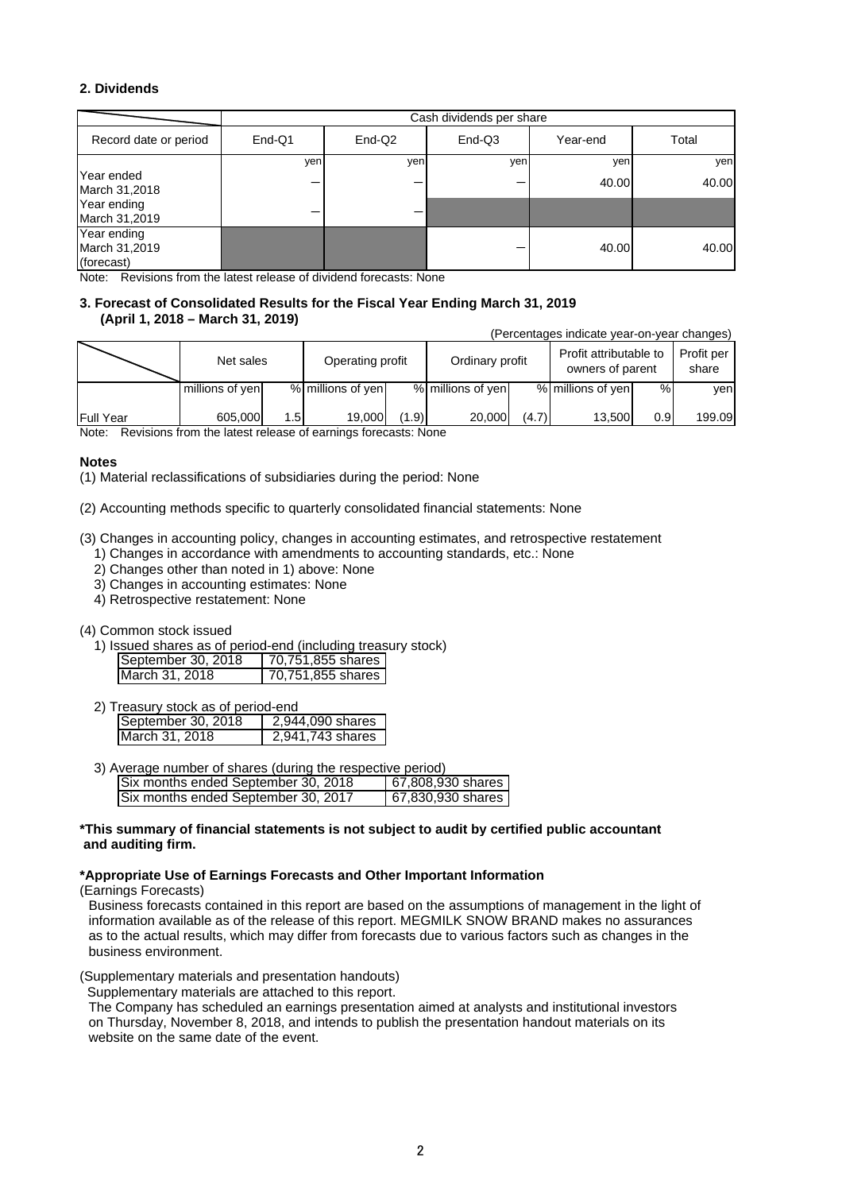## 2. Dividends

| | Cash dividends per share | | | | |
|---|---|---|---|---|---|
| Record date or period | End-Q1 | End-Q2 | End-Q3 | Year-end | Total |
| | yen | yen | yen | yen | yen |
| Year ended March 31,2018 | — | — | — | 40.00 | 40.00 |
| Year ending March 31,2019 | — | — | | | |
| Year ending March 31,2019 (forecast) | | | — | 40.00 | 40.00 |

Note: Revisions from the latest release of dividend forecasts: None

## 3. Forecast of Consolidated Results for the Fiscal Year Ending March 31, 2019 (April 1, 2018 – March 31, 2019)

(Percentages indicate year-on-year changes)

| | Net sales | | Operating profit | | Ordinary profit | | Profit attributable to owners of parent | | Profit per share |
|---|---|---|---|---|---|---|---|---|---|
| | millions of yen | % | millions of yen | % | millions of yen | % | millions of yen | % | yen |
| Full Year | 605,000 | 1.5 | 19,000 | (1.9) | 20,000 | (4.7) | 13,500 | 0.9 | 199.09 |

Note: Revisions from the latest release of earnings forecasts: None

**Notes**

(1) Material reclassifications of subsidiaries during the period: None

(2) Accounting methods specific to quarterly consolidated financial statements: None

(3) Changes in accounting policy, changes in accounting estimates, and retrospective restatement
1) Changes in accordance with amendments to accounting standards, etc.: None
2) Changes other than noted in 1) above: None
3) Changes in accounting estimates: None
4) Retrospective restatement: None

(4) Common stock issued

1) Issued shares as of period-end (including treasury stock)

| | |
|---|---|
| September 30, 2018 | 70,751,855 shares |
| March 31, 2018 | 70,751,855 shares |

2) Treasury stock as of period-end

| | |
|---|---|
| September 30, 2018 | 2,944,090 shares |
| March 31, 2018 | 2,941,743 shares |

3) Average number of shares (during the respective period)

| | |
|---|---|
| Six months ended September 30, 2018 | 67,808,930 shares |
| Six months ended September 30, 2017 | 67,830,930 shares |

**\*This summary of financial statements is not subject to audit by certified public accountant and auditing firm.**

**\*Appropriate Use of Earnings Forecasts and Other Important Information**

(Earnings Forecasts)

Business forecasts contained in this report are based on the assumptions of management in the light of information available as of the release of this report. MEGMILK SNOW BRAND makes no assurances as to the actual results, which may differ from forecasts due to various factors such as changes in the business environment.

(Supplementary materials and presentation handouts)

Supplementary materials are attached to this report.

The Company has scheduled an earnings presentation aimed at analysts and institutional investors on Thursday, November 8, 2018, and intends to publish the presentation handout materials on its website on the same date of the event.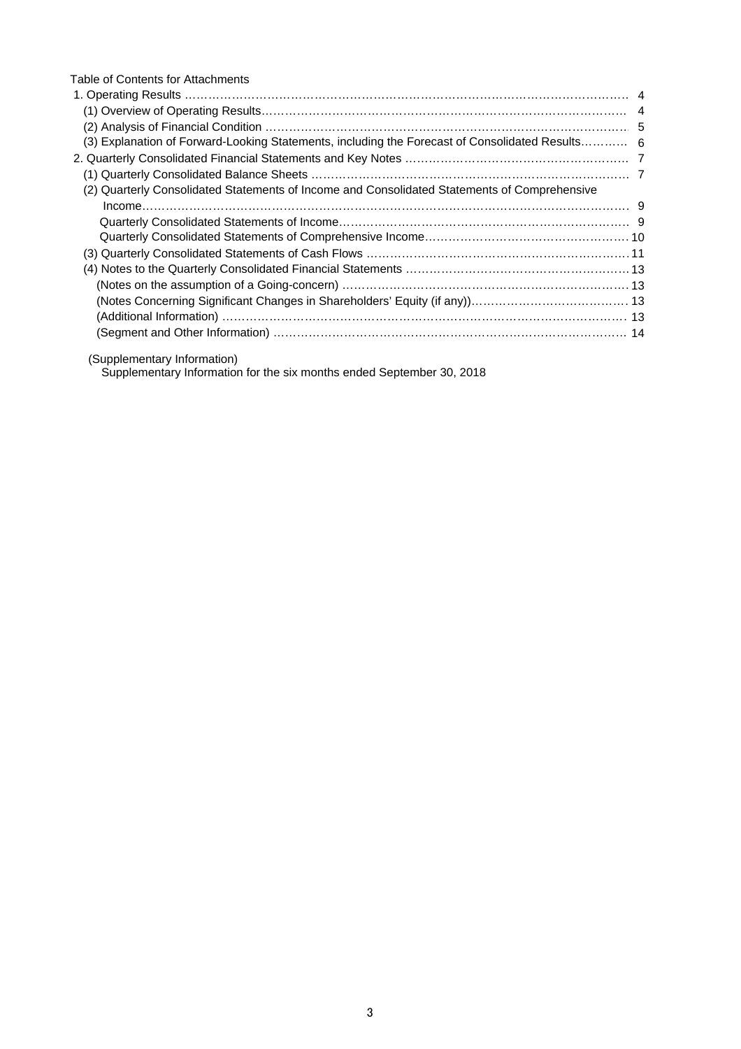Table of Contents for Attachments

1. Operating Results ………………………………………………………………………………………………… 4
   (1) Overview of Operating Results……………………………………………………………………………… 4
   (2) Analysis of Financial Condition ……………………………………………………………………………… 5
   (3) Explanation of Forward-Looking Statements, including the Forecast of Consolidated Results………… 6
2. Quarterly Consolidated Financial Statements and Key Notes ………………………………………………… 7
   (1) Quarterly Consolidated Balance Sheets ……………………………………………………………………… 7
   (2) Quarterly Consolidated Statements of Income and Consolidated Statements of Comprehensive Income………………………………………………………………………………………………………… 9
      Quarterly Consolidated Statements of Income…………………………………………………………… 9
      Quarterly Consolidated Statements of Comprehensive Income……………………………………………10
   (3) Quarterly Consolidated Statements of Cash Flows ……………………………………………………… 11
   (4) Notes to the Quarterly Consolidated Financial Statements ………………………………………………13
      (Notes on the assumption of a Going-concern) ……………………………………………………………13
      (Notes Concerning Significant Changes in Shareholders' Equity (if any))…………………………………13
      (Additional Information) ……………………………………………………………………………………… 13
      (Segment and Other Information) …………………………………………………………………………… 14

(Supplementary Information)

Supplementary Information for the six months ended September 30, 2018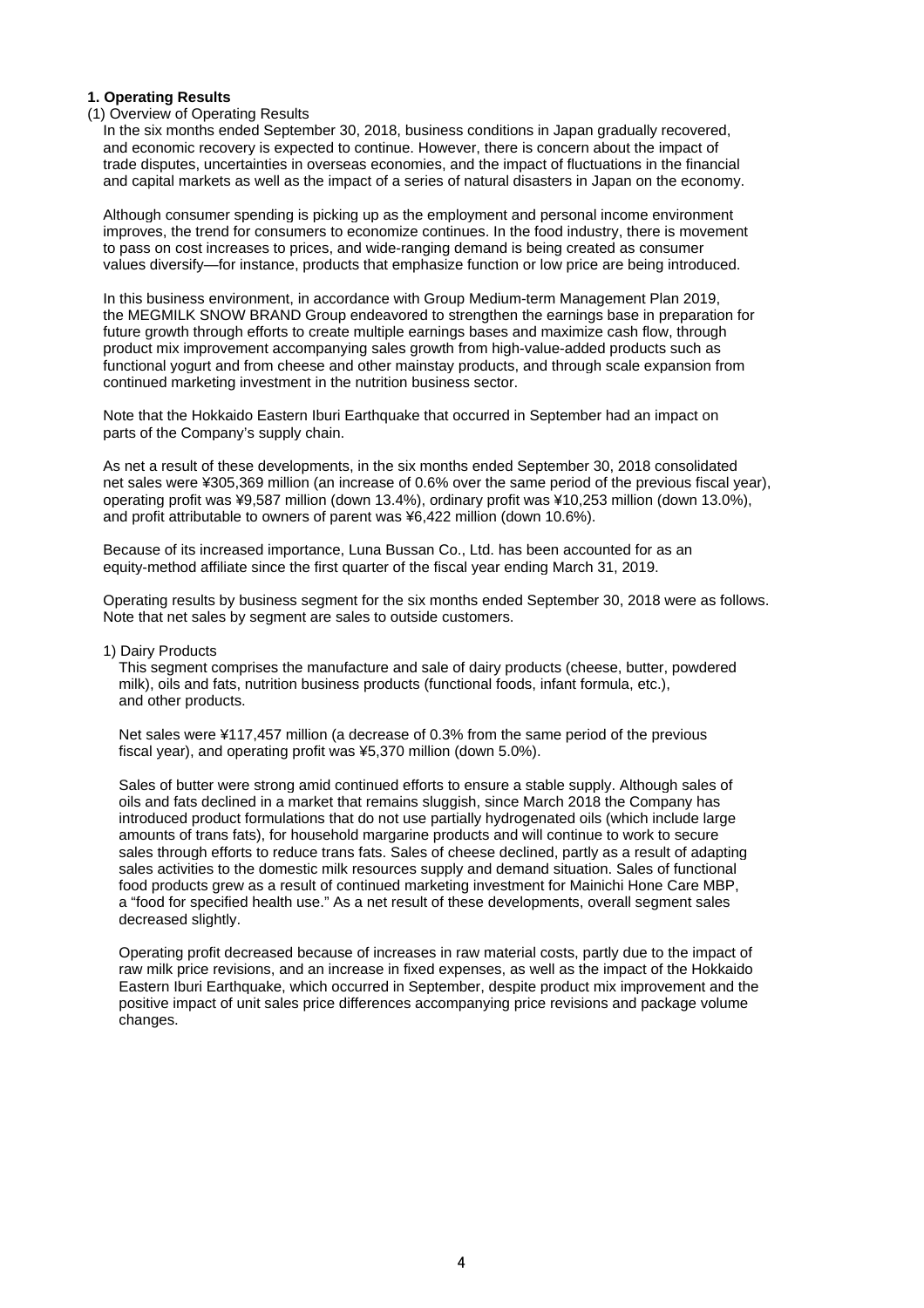**1. Operating Results**

(1) Overview of Operating Results

In the six months ended September 30, 2018, business conditions in Japan gradually recovered, and economic recovery is expected to continue. However, there is concern about the impact of trade disputes, uncertainties in overseas economies, and the impact of fluctuations in the financial and capital markets as well as the impact of a series of natural disasters in Japan on the economy.

Although consumer spending is picking up as the employment and personal income environment improves, the trend for consumers to economize continues. In the food industry, there is movement to pass on cost increases to prices, and wide-ranging demand is being created as consumer values diversify—for instance, products that emphasize function or low price are being introduced.

In this business environment, in accordance with Group Medium-term Management Plan 2019, the MEGMILK SNOW BRAND Group endeavored to strengthen the earnings base in preparation for future growth through efforts to create multiple earnings bases and maximize cash flow, through product mix improvement accompanying sales growth from high-value-added products such as functional yogurt and from cheese and other mainstay products, and through scale expansion from continued marketing investment in the nutrition business sector.

Note that the Hokkaido Eastern Iburi Earthquake that occurred in September had an impact on parts of the Company's supply chain.

As net a result of these developments, in the six months ended September 30, 2018 consolidated net sales were ¥305,369 million (an increase of 0.6% over the same period of the previous fiscal year), operating profit was ¥9,587 million (down 13.4%), ordinary profit was ¥10,253 million (down 13.0%), and profit attributable to owners of parent was ¥6,422 million (down 10.6%).

Because of its increased importance, Luna Bussan Co., Ltd. has been accounted for as an equity-method affiliate since the first quarter of the fiscal year ending March 31, 2019.

Operating results by business segment for the six months ended September 30, 2018 were as follows. Note that net sales by segment are sales to outside customers.

1) Dairy Products

This segment comprises the manufacture and sale of dairy products (cheese, butter, powdered milk), oils and fats, nutrition business products (functional foods, infant formula, etc.), and other products.

Net sales were ¥117,457 million (a decrease of 0.3% from the same period of the previous fiscal year), and operating profit was ¥5,370 million (down 5.0%).

Sales of butter were strong amid continued efforts to ensure a stable supply. Although sales of oils and fats declined in a market that remains sluggish, since March 2018 the Company has introduced product formulations that do not use partially hydrogenated oils (which include large amounts of trans fats), for household margarine products and will continue to work to secure sales through efforts to reduce trans fats. Sales of cheese declined, partly as a result of adapting sales activities to the domestic milk resources supply and demand situation. Sales of functional food products grew as a result of continued marketing investment for Mainichi Hone Care MBP, a "food for specified health use." As a net result of these developments, overall segment sales decreased slightly.

Operating profit decreased because of increases in raw material costs, partly due to the impact of raw milk price revisions, and an increase in fixed expenses, as well as the impact of the Hokkaido Eastern Iburi Earthquake, which occurred in September, despite product mix improvement and the positive impact of unit sales price differences accompanying price revisions and package volume changes.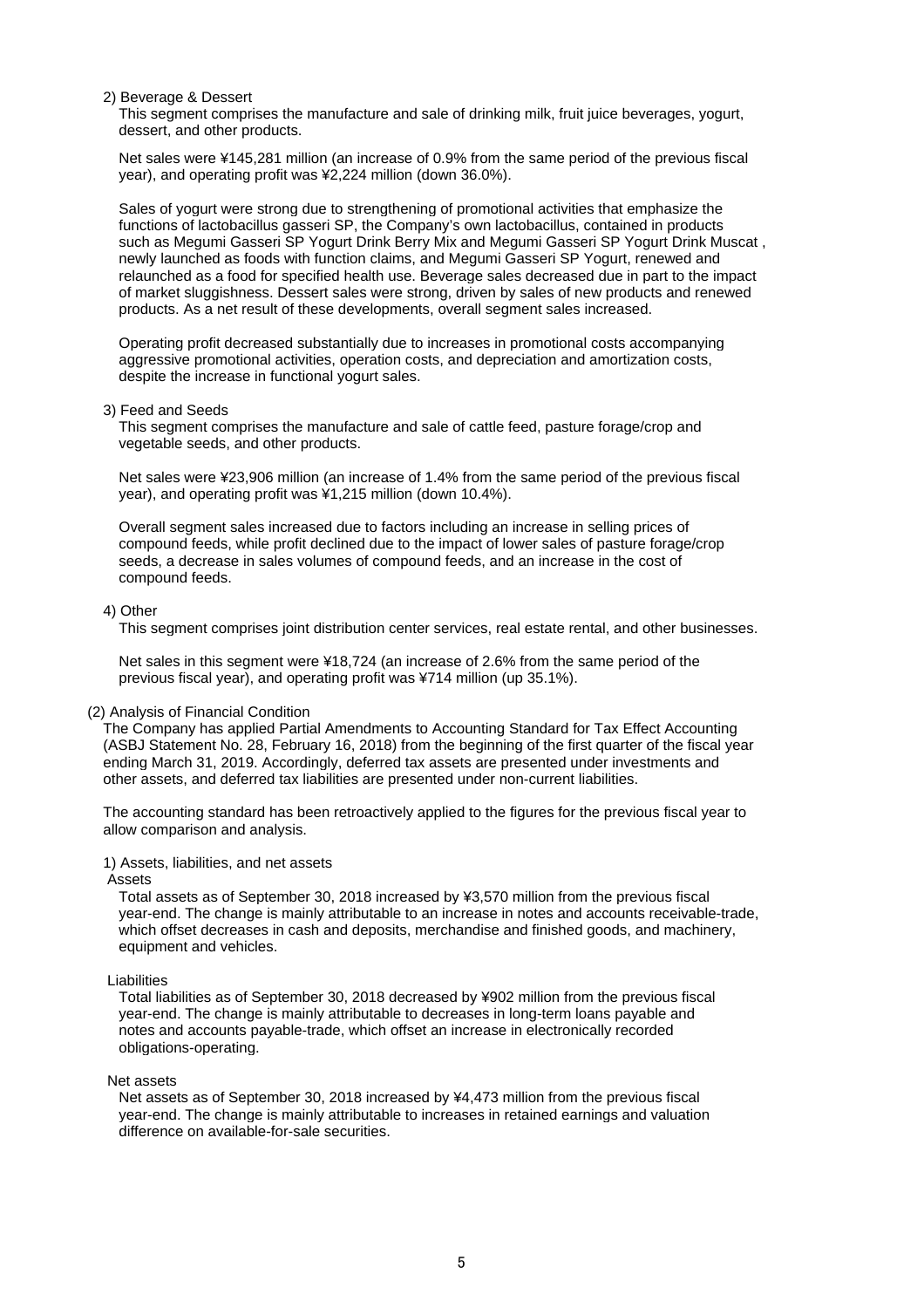2) Beverage & Dessert

This segment comprises the manufacture and sale of drinking milk, fruit juice beverages, yogurt, dessert, and other products.

Net sales were ¥145,281 million (an increase of 0.9% from the same period of the previous fiscal year), and operating profit was ¥2,224 million (down 36.0%).

Sales of yogurt were strong due to strengthening of promotional activities that emphasize the functions of lactobacillus gasseri SP, the Company's own lactobacillus, contained in products such as Megumi Gasseri SP Yogurt Drink Berry Mix and Megumi Gasseri SP Yogurt Drink Muscat , newly launched as foods with function claims, and Megumi Gasseri SP Yogurt, renewed and relaunched as a food for specified health use. Beverage sales decreased due in part to the impact of market sluggishness. Dessert sales were strong, driven by sales of new products and renewed products. As a net result of these developments, overall segment sales increased.

Operating profit decreased substantially due to increases in promotional costs accompanying aggressive promotional activities, operation costs, and depreciation and amortization costs, despite the increase in functional yogurt sales.

3) Feed and Seeds

This segment comprises the manufacture and sale of cattle feed, pasture forage/crop and vegetable seeds, and other products.

Net sales were ¥23,906 million (an increase of 1.4% from the same period of the previous fiscal year), and operating profit was ¥1,215 million (down 10.4%).

Overall segment sales increased due to factors including an increase in selling prices of compound feeds, while profit declined due to the impact of lower sales of pasture forage/crop seeds, a decrease in sales volumes of compound feeds, and an increase in the cost of compound feeds.

4) Other

This segment comprises joint distribution center services, real estate rental, and other businesses.

Net sales in this segment were ¥18,724 (an increase of 2.6% from the same period of the previous fiscal year), and operating profit was ¥714 million (up 35.1%).

(2) Analysis of Financial Condition

The Company has applied Partial Amendments to Accounting Standard for Tax Effect Accounting (ASBJ Statement No. 28, February 16, 2018) from the beginning of the first quarter of the fiscal year ending March 31, 2019. Accordingly, deferred tax assets are presented under investments and other assets, and deferred tax liabilities are presented under non-current liabilities.

The accounting standard has been retroactively applied to the figures for the previous fiscal year to allow comparison and analysis.

1) Assets, liabilities, and net assets

Assets

Total assets as of September 30, 2018 increased by ¥3,570 million from the previous fiscal year-end. The change is mainly attributable to an increase in notes and accounts receivable-trade, which offset decreases in cash and deposits, merchandise and finished goods, and machinery, equipment and vehicles.

Liabilities

Total liabilities as of September 30, 2018 decreased by ¥902 million from the previous fiscal year-end. The change is mainly attributable to decreases in long-term loans payable and notes and accounts payable-trade, which offset an increase in electronically recorded obligations-operating.

Net assets

Net assets as of September 30, 2018 increased by ¥4,473 million from the previous fiscal year-end. The change is mainly attributable to increases in retained earnings and valuation difference on available-for-sale securities.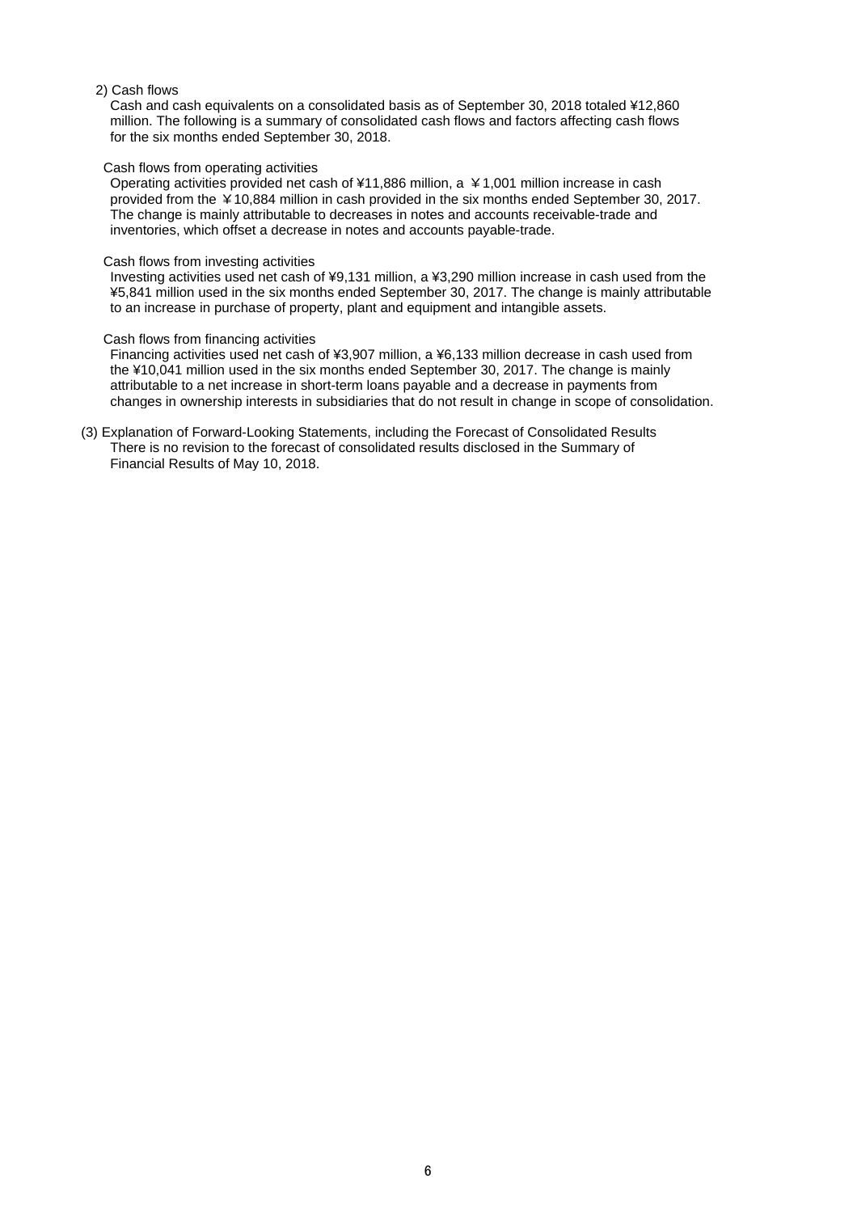2) Cash flows

Cash and cash equivalents on a consolidated basis as of September 30, 2018 totaled ¥12,860 million. The following is a summary of consolidated cash flows and factors affecting cash flows for the six months ended September 30, 2018.

Cash flows from operating activities

Operating activities provided net cash of ¥11,886 million, a ￥1,001 million increase in cash provided from the ￥10,884 million in cash provided in the six months ended September 30, 2017. The change is mainly attributable to decreases in notes and accounts receivable-trade and inventories, which offset a decrease in notes and accounts payable-trade.

Cash flows from investing activities

Investing activities used net cash of ¥9,131 million, a ¥3,290 million increase in cash used from the ¥5,841 million used in the six months ended September 30, 2017. The change is mainly attributable to an increase in purchase of property, plant and equipment and intangible assets.

Cash flows from financing activities

Financing activities used net cash of ¥3,907 million, a ¥6,133 million decrease in cash used from the ¥10,041 million used in the six months ended September 30, 2017. The change is mainly attributable to a net increase in short-term loans payable and a decrease in payments from changes in ownership interests in subsidiaries that do not result in change in scope of consolidation.

(3) Explanation of Forward-Looking Statements, including the Forecast of Consolidated Results

There is no revision to the forecast of consolidated results disclosed in the Summary of Financial Results of May 10, 2018.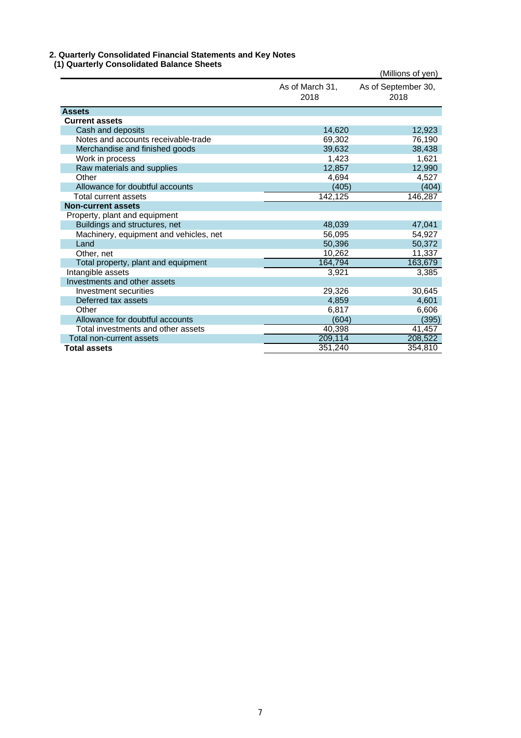## 2. Quarterly Consolidated Financial Statements and Key Notes

### (1) Quarterly Consolidated Balance Sheets

(Millions of yen)

| | As of March 31, 2018 | As of September 30, 2018 |
|---|---|---|
| **Assets** | | |
| **Current assets** | | |
| Cash and deposits | 14,620 | 12,923 |
| Notes and accounts receivable-trade | 69,302 | 76,190 |
| Merchandise and finished goods | 39,632 | 38,438 |
| Work in process | 1,423 | 1,621 |
| Raw materials and supplies | 12,857 | 12,990 |
| Other | 4,694 | 4,527 |
| Allowance for doubtful accounts | (405) | (404) |
| Total current assets | 142,125 | 146,287 |
| **Non-current assets** | | |
| Property, plant and equipment | | |
| Buildings and structures, net | 48,039 | 47,041 |
| Machinery, equipment and vehicles, net | 56,095 | 54,927 |
| Land | 50,396 | 50,372 |
| Other, net | 10,262 | 11,337 |
| Total property, plant and equipment | 164,794 | 163,679 |
| Intangible assets | 3,921 | 3,385 |
| Investments and other assets | | |
| Investment securities | 29,326 | 30,645 |
| Deferred tax assets | 4,859 | 4,601 |
| Other | 6,817 | 6,606 |
| Allowance for doubtful accounts | (604) | (395) |
| Total investments and other assets | 40,398 | 41,457 |
| Total non-current assets | 209,114 | 208,522 |
| **Total assets** | 351,240 | 354,810 |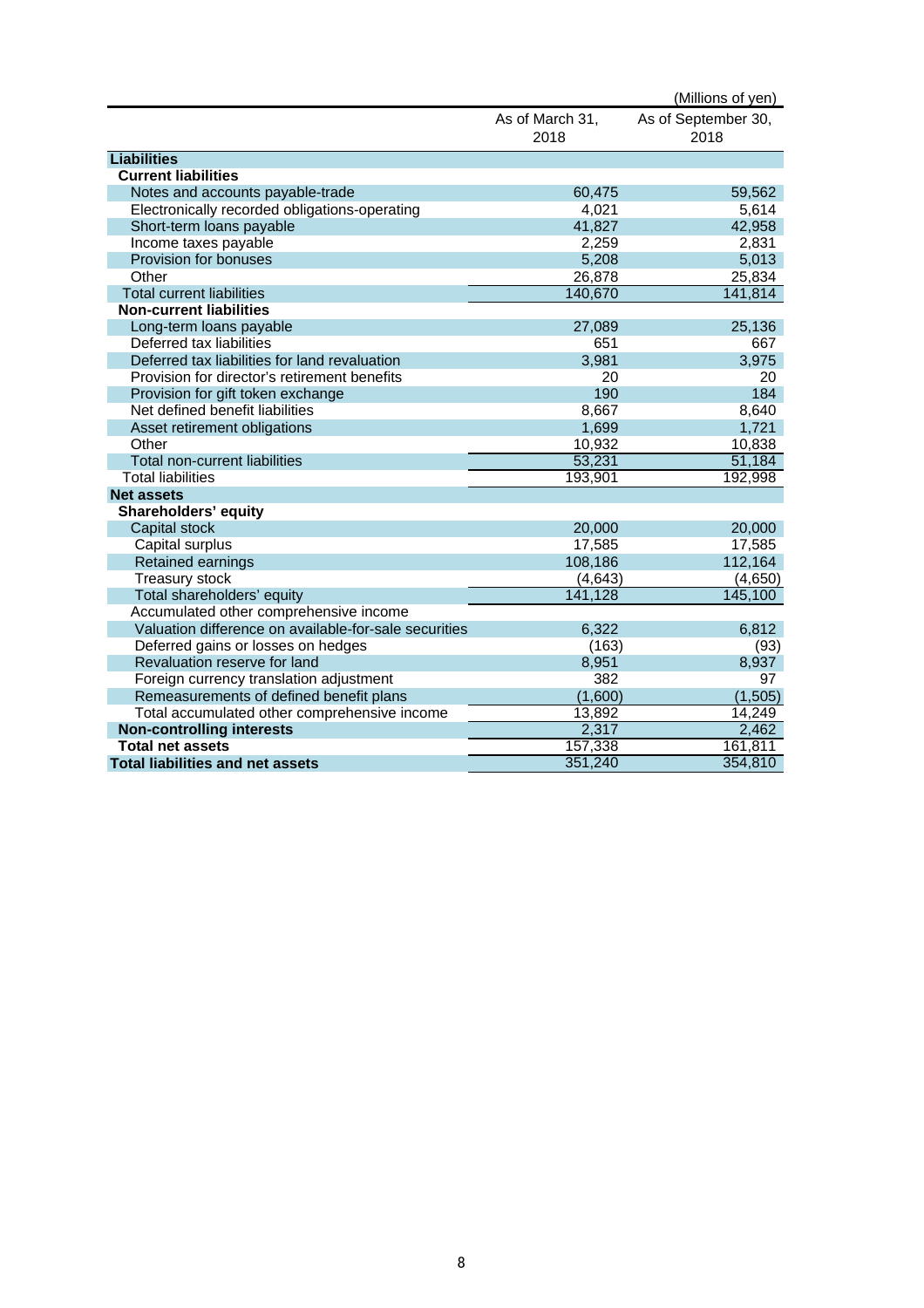(Millions of yen)

| | As of March 31, 2018 | As of September 30, 2018 |
|---|---|---|
| **Liabilities** | | |
| **Current liabilities** | | |
| Notes and accounts payable-trade | 60,475 | 59,562 |
| Electronically recorded obligations-operating | 4,021 | 5,614 |
| Short-term loans payable | 41,827 | 42,958 |
| Income taxes payable | 2,259 | 2,831 |
| Provision for bonuses | 5,208 | 5,013 |
| Other | 26,878 | 25,834 |
| Total current liabilities | 140,670 | 141,814 |
| **Non-current liabilities** | | |
| Long-term loans payable | 27,089 | 25,136 |
| Deferred tax liabilities | 651 | 667 |
| Deferred tax liabilities for land revaluation | 3,981 | 3,975 |
| Provision for director's retirement benefits | 20 | 20 |
| Provision for gift token exchange | 190 | 184 |
| Net defined benefit liabilities | 8,667 | 8,640 |
| Asset retirement obligations | 1,699 | 1,721 |
| Other | 10,932 | 10,838 |
| Total non-current liabilities | 53,231 | 51,184 |
| Total liabilities | 193,901 | 192,998 |
| **Net assets** | | |
| **Shareholders' equity** | | |
| Capital stock | 20,000 | 20,000 |
| Capital surplus | 17,585 | 17,585 |
| Retained earnings | 108,186 | 112,164 |
| Treasury stock | (4,643) | (4,650) |
| Total shareholders' equity | 141,128 | 145,100 |
| Accumulated other comprehensive income | | |
| Valuation difference on available-for-sale securities | 6,322 | 6,812 |
| Deferred gains or losses on hedges | (163) | (93) |
| Revaluation reserve for land | 8,951 | 8,937 |
| Foreign currency translation adjustment | 382 | 97 |
| Remeasurements of defined benefit plans | (1,600) | (1,505) |
| Total accumulated other comprehensive income | 13,892 | 14,249 |
| **Non-controlling interests** | 2,317 | 2,462 |
| **Total net assets** | 157,338 | 161,811 |
| **Total liabilities and net assets** | 351,240 | 354,810 |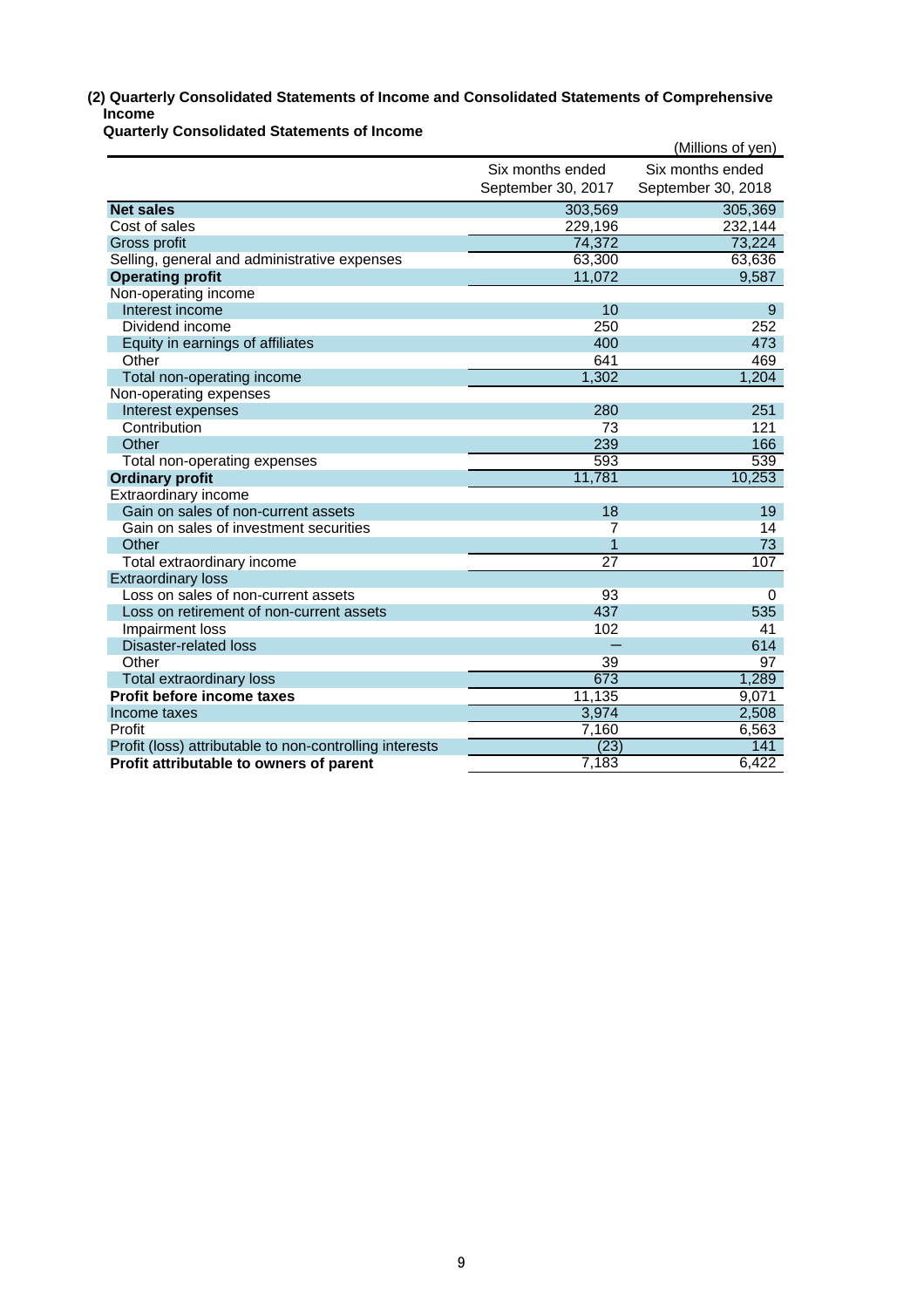### (2) Quarterly Consolidated Statements of Income and Consolidated Statements of Comprehensive Income

#### Quarterly Consolidated Statements of Income

(Millions of yen)

| | Six months ended September 30, 2017 | Six months ended September 30, 2018 |
|---|---|---|
| **Net sales** | 303,569 | 305,369 |
| Cost of sales | 229,196 | 232,144 |
| Gross profit | 74,372 | 73,224 |
| Selling, general and administrative expenses | 63,300 | 63,636 |
| **Operating profit** | 11,072 | 9,587 |
| Non-operating income | | |
| Interest income | 10 | 9 |
| Dividend income | 250 | 252 |
| Equity in earnings of affiliates | 400 | 473 |
| Other | 641 | 469 |
| Total non-operating income | 1,302 | 1,204 |
| Non-operating expenses | | |
| Interest expenses | 280 | 251 |
| Contribution | 73 | 121 |
| Other | 239 | 166 |
| Total non-operating expenses | 593 | 539 |
| **Ordinary profit** | 11,781 | 10,253 |
| Extraordinary income | | |
| Gain on sales of non-current assets | 18 | 19 |
| Gain on sales of investment securities | 7 | 14 |
| Other | 1 | 73 |
| Total extraordinary income | 27 | 107 |
| Extraordinary loss | | |
| Loss on sales of non-current assets | 93 | 0 |
| Loss on retirement of non-current assets | 437 | 535 |
| Impairment loss | 102 | 41 |
| Disaster-related loss | ― | 614 |
| Other | 39 | 97 |
| Total extraordinary loss | 673 | 1,289 |
| **Profit before income taxes** | 11,135 | 9,071 |
| Income taxes | 3,974 | 2,508 |
| Profit | 7,160 | 6,563 |
| Profit (loss) attributable to non-controlling interests | (23) | 141 |
| **Profit attributable to owners of parent** | 7,183 | 6,422 |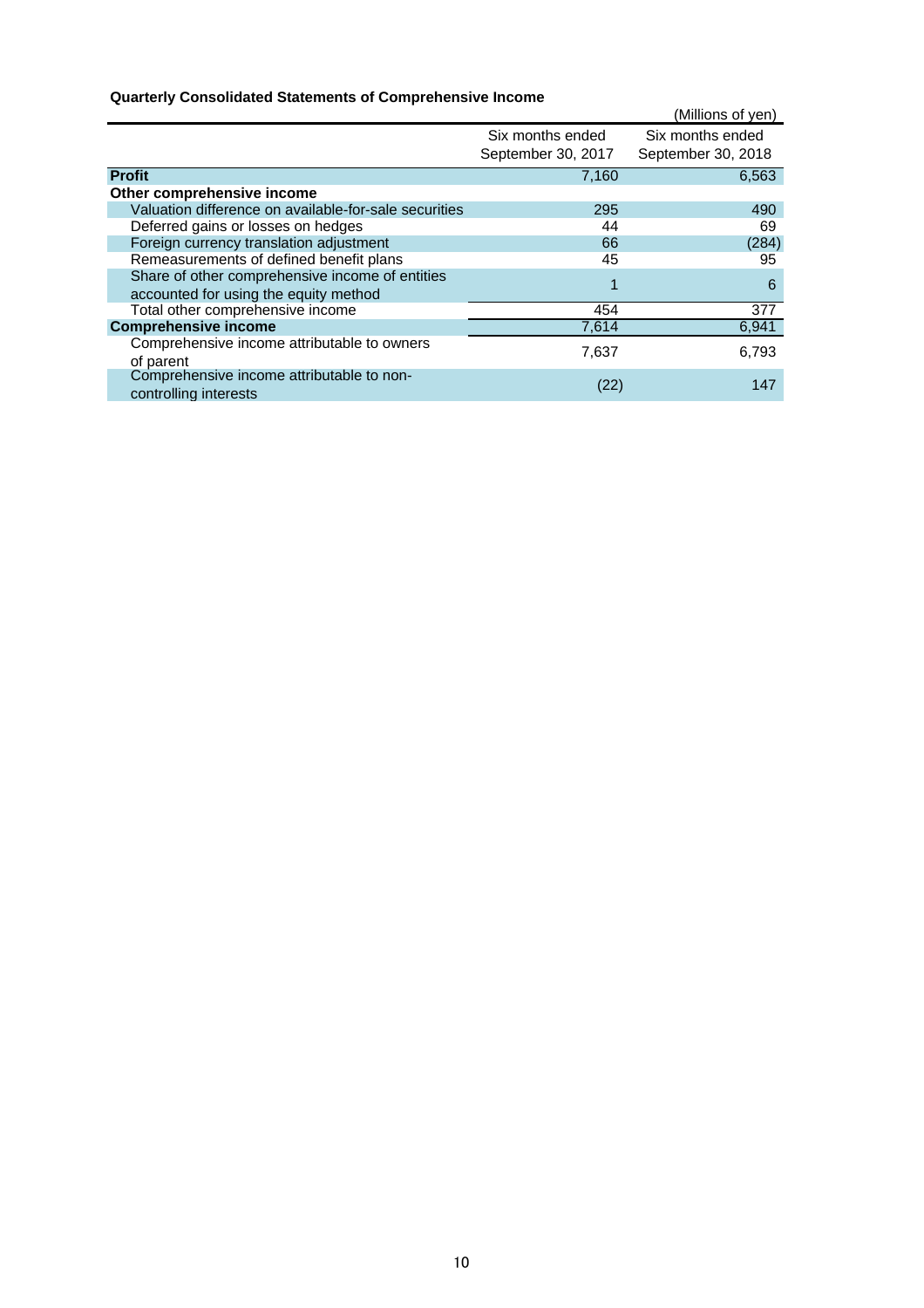**Quarterly Consolidated Statements of Comprehensive Income**

(Millions of yen)

| | Six months ended September 30, 2017 | Six months ended September 30, 2018 |
|---|---|---|
| **Profit** | 7,160 | 6,563 |
| **Other comprehensive income** | | |
| Valuation difference on available-for-sale securities | 295 | 490 |
| Deferred gains or losses on hedges | 44 | 69 |
| Foreign currency translation adjustment | 66 | (284) |
| Remeasurements of defined benefit plans | 45 | 95 |
| Share of other comprehensive income of entities accounted for using the equity method | 1 | 6 |
| Total other comprehensive income | 454 | 377 |
| **Comprehensive income** | 7,614 | 6,941 |
| Comprehensive income attributable to owners of parent | 7,637 | 6,793 |
| Comprehensive income attributable to non-controlling interests | (22) | 147 |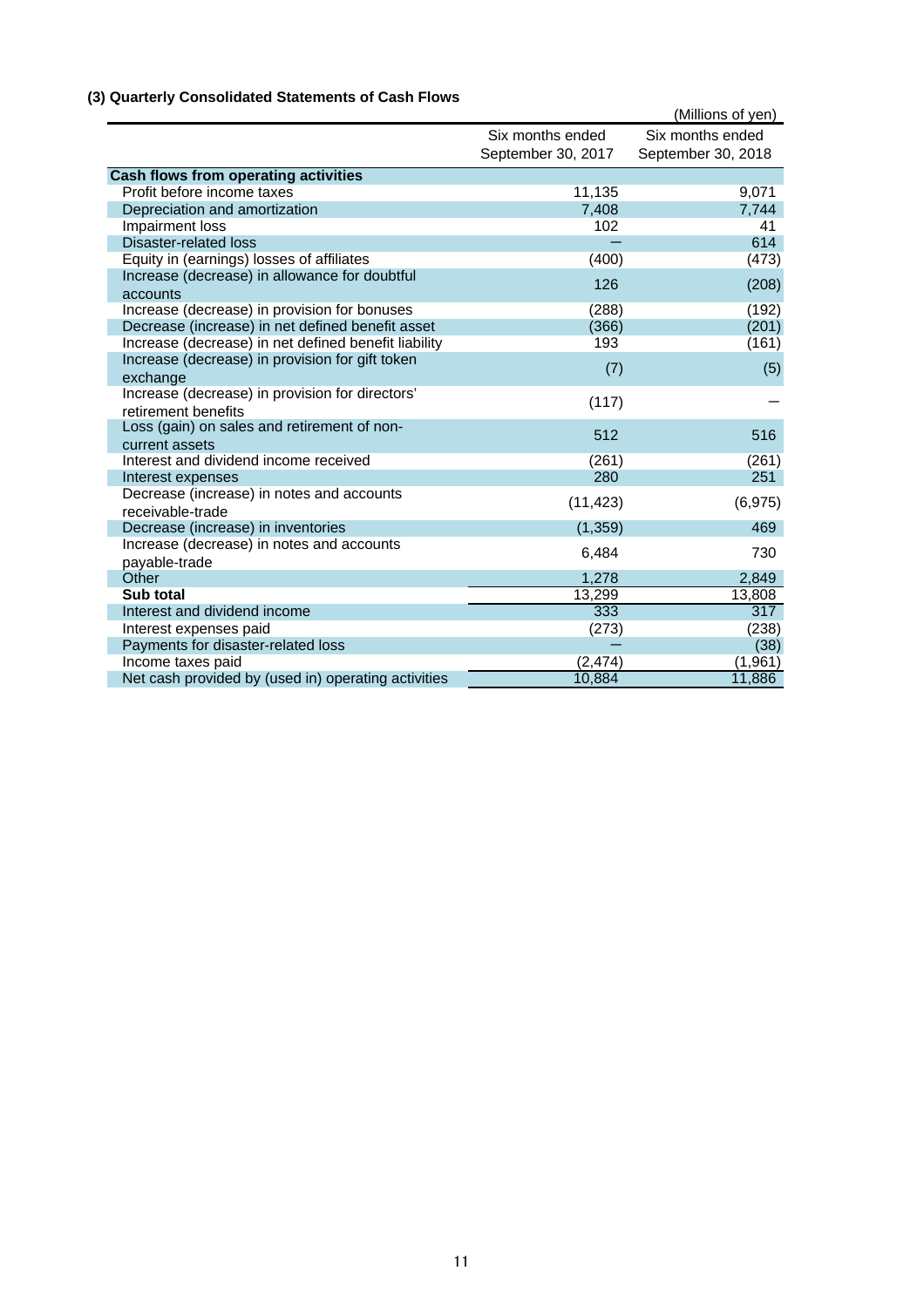### (3) Quarterly Consolidated Statements of Cash Flows

(Millions of yen)

| | Six months ended September 30, 2017 | Six months ended September 30, 2018 |
|---|---|---|
| **Cash flows from operating activities** | | |
| Profit before income taxes | 11,135 | 9,071 |
| Depreciation and amortization | 7,408 | 7,744 |
| Impairment loss | 102 | 41 |
| Disaster-related loss | − | 614 |
| Equity in (earnings) losses of affiliates | (400) | (473) |
| Increase (decrease) in allowance for doubtful accounts | 126 | (208) |
| Increase (decrease) in provision for bonuses | (288) | (192) |
| Decrease (increase) in net defined benefit asset | (366) | (201) |
| Increase (decrease) in net defined benefit liability | 193 | (161) |
| Increase (decrease) in provision for gift token exchange | (7) | (5) |
| Increase (decrease) in provision for directors' retirement benefits | (117) | − |
| Loss (gain) on sales and retirement of non-current assets | 512 | 516 |
| Interest and dividend income received | (261) | (261) |
| Interest expenses | 280 | 251 |
| Decrease (increase) in notes and accounts receivable-trade | (11,423) | (6,975) |
| Decrease (increase) in inventories | (1,359) | 469 |
| Increase (decrease) in notes and accounts payable-trade | 6,484 | 730 |
| Other | 1,278 | 2,849 |
| **Sub total** | 13,299 | 13,808 |
| Interest and dividend income | 333 | 317 |
| Interest expenses paid | (273) | (238) |
| Payments for disaster-related loss | − | (38) |
| Income taxes paid | (2,474) | (1,961) |
| Net cash provided by (used in) operating activities | 10,884 | 11,886 |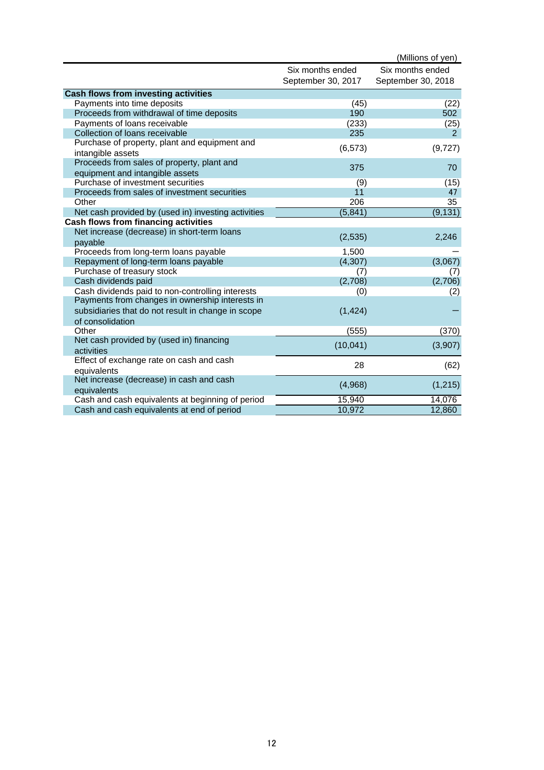(Millions of yen)

| | Six months ended September 30, 2017 | Six months ended September 30, 2018 |
|---|---|---|
| **Cash flows from investing activities** | | |
| Payments into time deposits | (45) | (22) |
| Proceeds from withdrawal of time deposits | 190 | 502 |
| Payments of loans receivable | (233) | (25) |
| Collection of loans receivable | 235 | 2 |
| Purchase of property, plant and equipment and intangible assets | (6,573) | (9,727) |
| Proceeds from sales of property, plant and equipment and intangible assets | 375 | 70 |
| Purchase of investment securities | (9) | (15) |
| Proceeds from sales of investment securities | 11 | 47 |
| Other | 206 | 35 |
| Net cash provided by (used in) investing activities | (5,841) | (9,131) |
| **Cash flows from financing activities** | | |
| Net increase (decrease) in short-term loans payable | (2,535) | 2,246 |
| Proceeds from long-term loans payable | 1,500 | ― |
| Repayment of long-term loans payable | (4,307) | (3,067) |
| Purchase of treasury stock | (7) | (7) |
| Cash dividends paid | (2,708) | (2,706) |
| Cash dividends paid to non-controlling interests | (0) | (2) |
| Payments from changes in ownership interests in subsidiaries that do not result in change in scope of consolidation | (1,424) | ― |
| Other | (555) | (370) |
| Net cash provided by (used in) financing activities | (10,041) | (3,907) |
| Effect of exchange rate on cash and cash equivalents | 28 | (62) |
| Net increase (decrease) in cash and cash equivalents | (4,968) | (1,215) |
| Cash and cash equivalents at beginning of period | 15,940 | 14,076 |
| Cash and cash equivalents at end of period | 10,972 | 12,860 |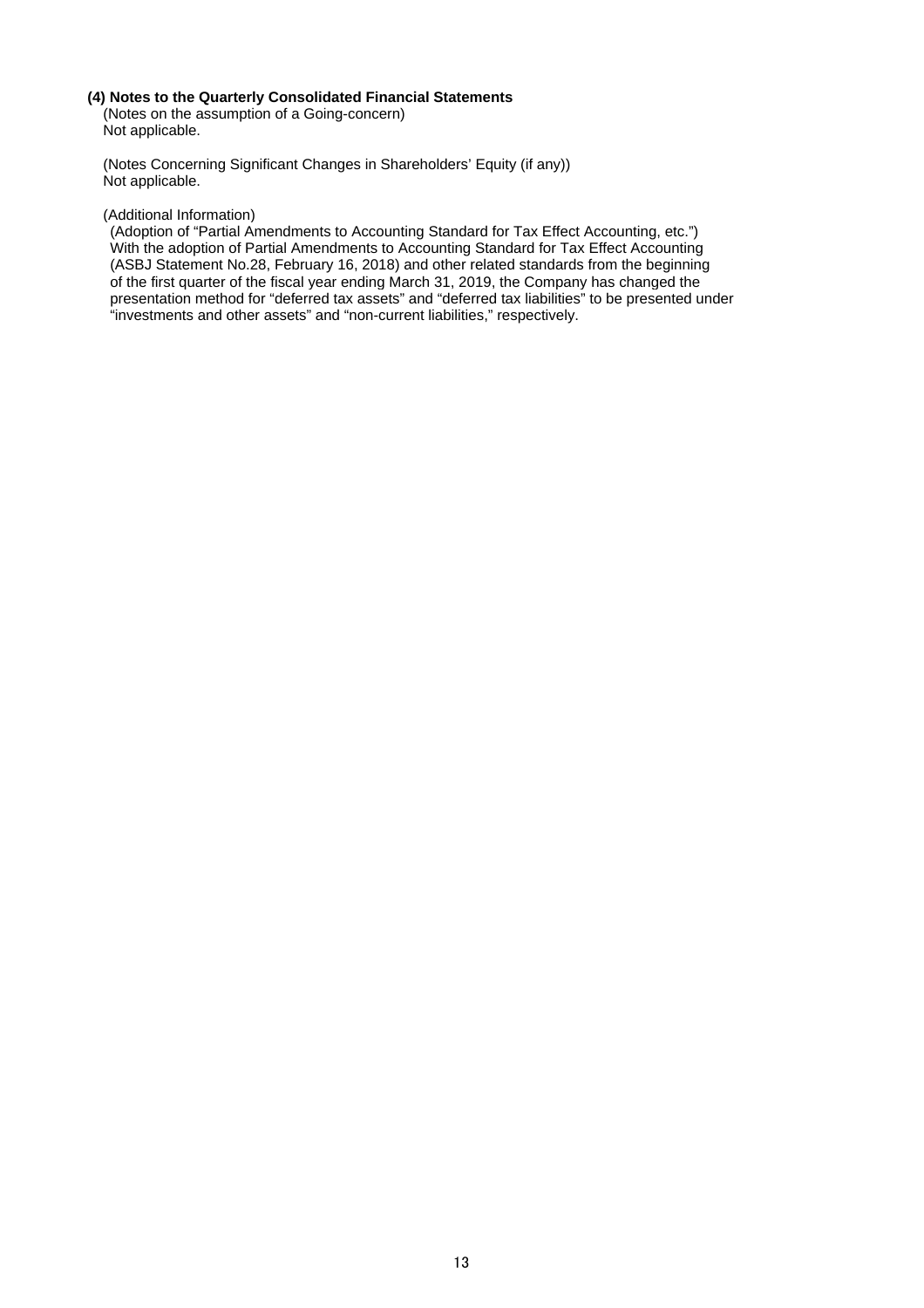### (4) Notes to the Quarterly Consolidated Financial Statements

(Notes on the assumption of a Going-concern)

Not applicable.

(Notes Concerning Significant Changes in Shareholders' Equity (if any))

Not applicable.

(Additional Information)

(Adoption of "Partial Amendments to Accounting Standard for Tax Effect Accounting, etc.")

With the adoption of Partial Amendments to Accounting Standard for Tax Effect Accounting (ASBJ Statement No.28, February 16, 2018) and other related standards from the beginning of the first quarter of the fiscal year ending March 31, 2019, the Company has changed the presentation method for "deferred tax assets" and "deferred tax liabilities" to be presented under "investments and other assets" and "non-current liabilities," respectively.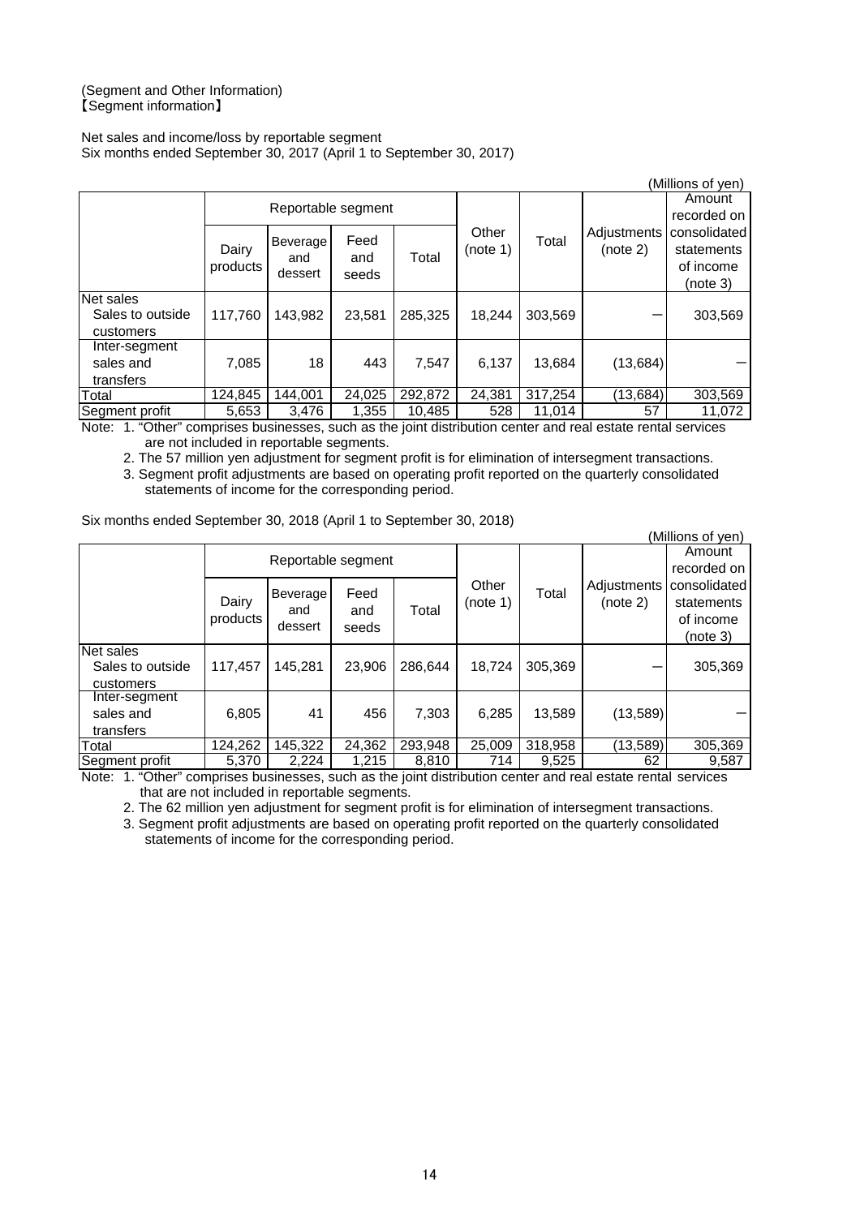(Segment and Other Information)
【Segment information】

Net sales and income/loss by reportable segment
Six months ended September 30, 2017 (April 1 to September 30, 2017)

(Millions of yen)

| | Reportable segment | | | | Other (note 1) | Total | Adjustments (note 2) | Amount recorded on consolidated statements of income (note 3) |
|---|---|---|---|---|---|---|---|---|
| | Dairy products | Beverage and dessert | Feed and seeds | Total | | | | |
| Net sales | | | | | | | | |
| Sales to outside customers | 117,760 | 143,982 | 23,581 | 285,325 | 18,244 | 303,569 | ― | 303,569 |
| Inter-segment sales and transfers | 7,085 | 18 | 443 | 7,547 | 6,137 | 13,684 | (13,684) | ― |
| Total | 124,845 | 144,001 | 24,025 | 292,872 | 24,381 | 317,254 | (13,684) | 303,569 |
| Segment profit | 5,653 | 3,476 | 1,355 | 10,485 | 528 | 11,014 | 57 | 11,072 |

Note: 1. "Other" comprises businesses, such as the joint distribution center and real estate rental services are not included in reportable segments.
2. The 57 million yen adjustment for segment profit is for elimination of intersegment transactions.
3. Segment profit adjustments are based on operating profit reported on the quarterly consolidated statements of income for the corresponding period.

Six months ended September 30, 2018 (April 1 to September 30, 2018)

(Millions of yen)

| | Reportable segment | | | | Other (note 1) | Total | Adjustments (note 2) | Amount recorded on consolidated statements of income (note 3) |
|---|---|---|---|---|---|---|---|---|
| | Dairy products | Beverage and dessert | Feed and seeds | Total | | | | |
| Net sales | | | | | | | | |
| Sales to outside customers | 117,457 | 145,281 | 23,906 | 286,644 | 18,724 | 305,369 | ― | 305,369 |
| Inter-segment sales and transfers | 6,805 | 41 | 456 | 7,303 | 6,285 | 13,589 | (13,589) | ― |
| Total | 124,262 | 145,322 | 24,362 | 293,948 | 25,009 | 318,958 | (13,589) | 305,369 |
| Segment profit | 5,370 | 2,224 | 1,215 | 8,810 | 714 | 9,525 | 62 | 9,587 |

Note: 1. "Other" comprises businesses, such as the joint distribution center and real estate rental services that are not included in reportable segments.
2. The 62 million yen adjustment for segment profit is for elimination of intersegment transactions.
3. Segment profit adjustments are based on operating profit reported on the quarterly consolidated statements of income for the corresponding period.